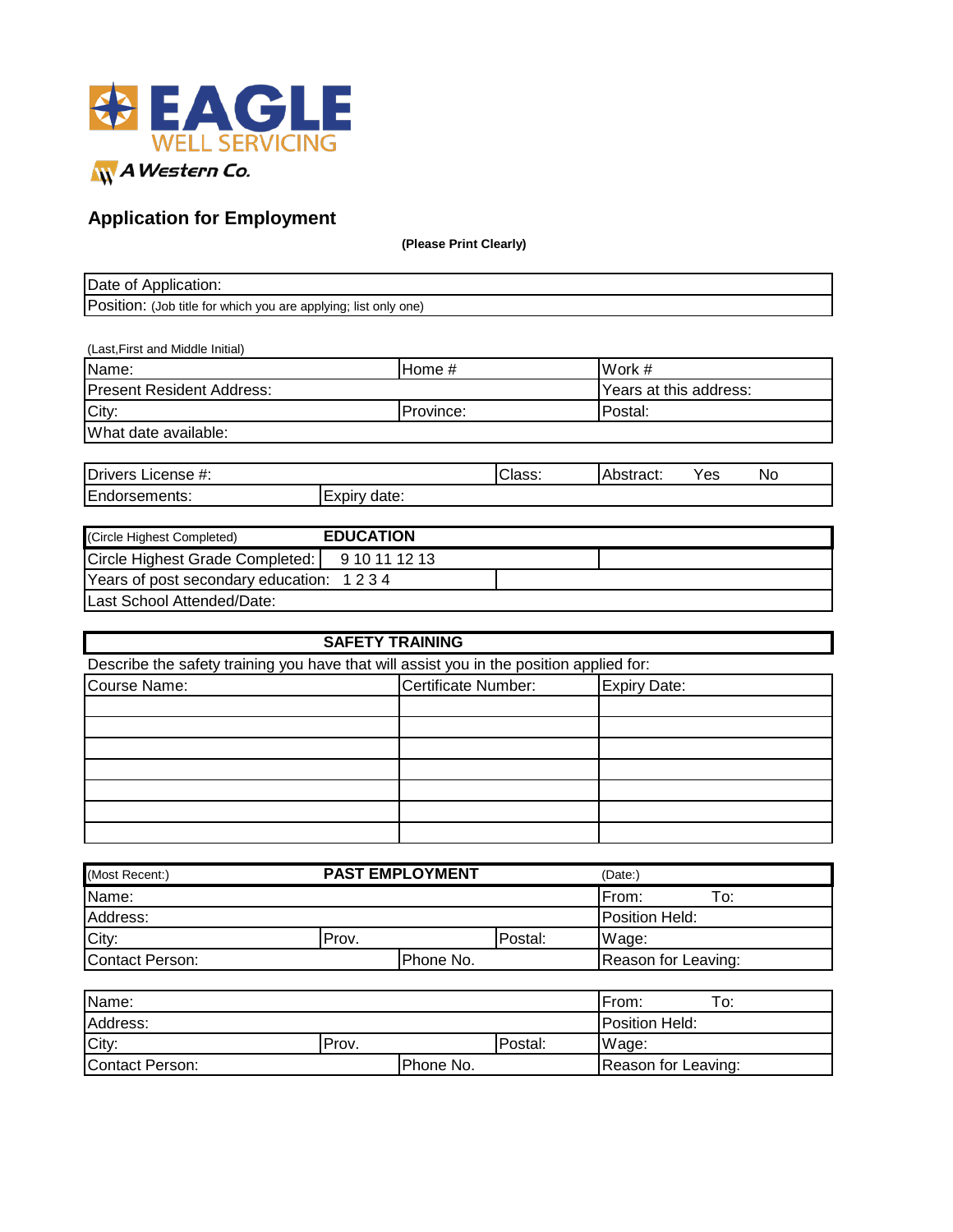**EAGLE**
WELL SERVICING
A Western Co.

## Application for Employment

**(Please Print Clearly)**

| Date of Application: |
|---|
| Position: (Job title for which you are applying; list only one) |

(Last,First and Middle Initial)

| Name: | Home # | Work # |
|---|---|---|
| Present Resident Address: | | Years at this address: |
| City: | Province: | Postal: |
| What date available: | | |

| Drivers License #: | | Class: | Abstract: Yes No |
|---|---|---|---|
| Endorsements: | Expiry date: | | |

| (Circle Highest Completed) | **EDUCATION** | |
|---|---|---|
| Circle Highest Grade Completed: | 9 10 11 12 13 | |
| Years of post secondary education: 1 2 3 4 | | |
| Last School Attended/Date: | | |

| **SAFETY TRAINING** | | |
|---|---|---|
| Describe the safety training you have that will assist you in the position applied for: | | |
| Course Name: | Certificate Number: | Expiry Date: |
| | | |
| | | |
| | | |
| | | |
| | | |
| | | |
| | | |

| (Most Recent:) | **PAST EMPLOYMENT** | | | (Date:) |
|---|---|---|---|---|
| Name: | | | | From: To: |
| Address: | | | | Position Held: |
| City: | Prov. | | Postal: | Wage: |
| Contact Person: | | Phone No. | | Reason for Leaving: |

| Name: | | | | From: To: |
|---|---|---|---|---|
| Address: | | | | Position Held: |
| City: | Prov. | | Postal: | Wage: |
| Contact Person: | | Phone No. | | Reason for Leaving: |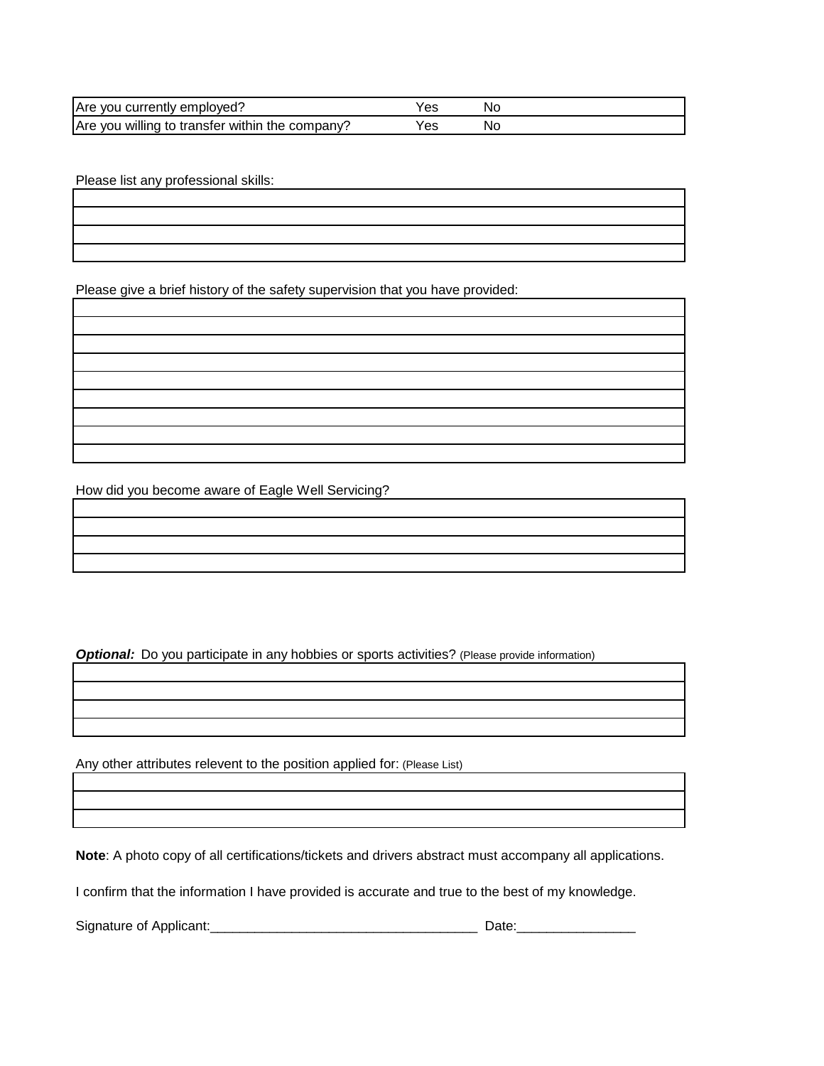| | | |
|---|---|---|
| Are you currently employed? | Yes | No |
| Are you willing to transfer within the company? | Yes | No |

Please list any professional skills:

| |
|---|
| |
| |
| |
| |

Please give a brief history of the safety supervision that you have provided:

| |
|---|
| |
| |
| |
| |
| |
| |
| |
| |
| |

How did you become aware of Eagle Well Servicing?

| |
|---|
| |
| |
| |
| |

***Optional:*** Do you participate in any hobbies or sports activities? (Please provide information)

| |
|---|
| |
| |
| |
| |

Any other attributes relevent to the position applied for: (Please List)

| |
|---|
| |
| |
| |

**Note**: A photo copy of all certifications/tickets and drivers abstract must accompany all applications.

I confirm that the information I have provided is accurate and true to the best of my knowledge.

Signature of Applicant:____________________________________ Date:________________